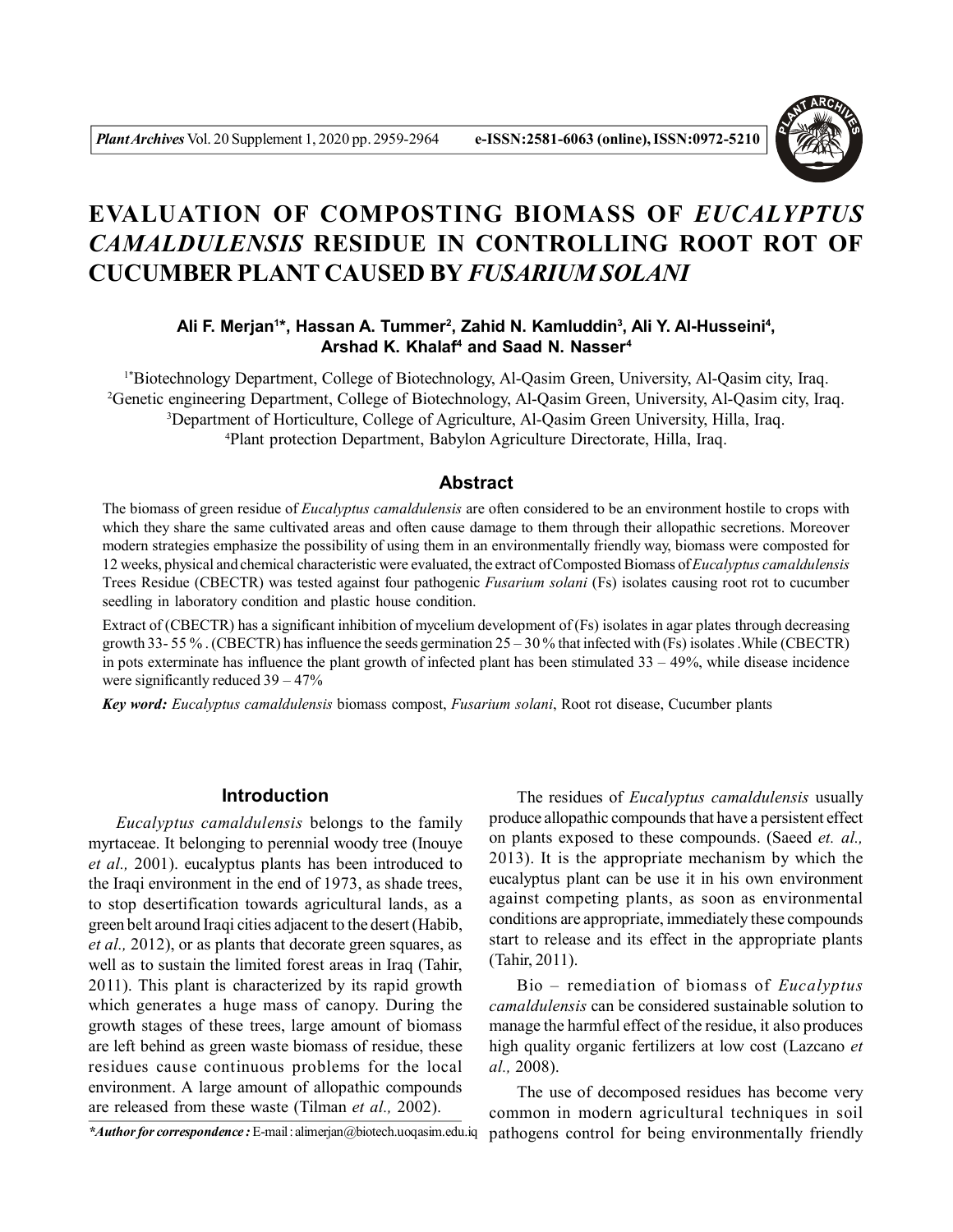# EVALUATION OF COMPOSTING BIOMASS OF *EUCALYPTUS CAMALDULENSIS* RESIDUE IN CONTROLLING ROOT ROT OF CUCUMBER PLANT CAUSED BY *FUSARIUM SOLANI*

**Ali F. Merjan[1*], Hassan A. Tummer[2], Zahid N. Kamluddin[3], Ali Y. Al-Husseini[4], Arshad K. Khalaf[4] and Saad N. Nasser[4]**

[1*]Biotechnology Department, College of Biotechnology, Al-Qasim Green, University, Al-Qasim city, Iraq.
[2]Genetic engineering Department, College of Biotechnology, Al-Qasim Green, University, Al-Qasim city, Iraq.
[3]Department of Horticulture, College of Agriculture, Al-Qasim Green University, Hilla, Iraq.
[4]Plant protection Department, Babylon Agriculture Directorate, Hilla, Iraq.

## Abstract

The biomass of green residue of *Eucalyptus camaldulensis* are often considered to be an environment hostile to crops with which they share the same cultivated areas and often cause damage to them through their allopathic secretions. Moreover modern strategies emphasize the possibility of using them in an environmentally friendly way, biomass were composted for 12 weeks, physical and chemical characteristic were evaluated, the extract of Composted Biomass of *Eucalyptus camaldulensis* Trees Residue (CBECTR) was tested against four pathogenic *Fusarium solani* (Fs) isolates causing root rot to cucumber seedling in laboratory condition and plastic house condition.

Extract of (CBECTR) has a significant inhibition of mycelium development of (Fs) isolates in agar plates through decreasing growth 33- 55 % . (CBECTR) has influence the seeds germination 25 – 30 % that infected with (Fs) isolates .While (CBECTR) in pots exterminate has influence the plant growth of infected plant has been stimulated 33 – 49%, while disease incidence were significantly reduced 39 – 47%

***Key word:*** *Eucalyptus camaldulensis* biomass compost, *Fusarium solani*, Root rot disease, Cucumber plants

## Introduction

*Eucalyptus camaldulensis* belongs to the family myrtaceae. It belonging to perennial woody tree (Inouye *et al.,* 2001). eucalyptus plants has been introduced to the Iraqi environment in the end of 1973, as shade trees, to stop desertification towards agricultural lands, as a green belt around Iraqi cities adjacent to the desert (Habib, *et al.,* 2012), or as plants that decorate green squares, as well as to sustain the limited forest areas in Iraq (Tahir, 2011). This plant is characterized by its rapid growth which generates a huge mass of canopy. During the growth stages of these trees, large amount of biomass are left behind as green waste biomass of residue, these residues cause continuous problems for the local environment. A large amount of allopathic compounds are released from these waste (Tilman *et al.,* 2002).

The residues of *Eucalyptus camaldulensis* usually produce allopathic compounds that have a persistent effect on plants exposed to these compounds. (Saeed *et. al.,* 2013). It is the appropriate mechanism by which the eucalyptus plant can be use it in his own environment against competing plants, as soon as environmental conditions are appropriate, immediately these compounds start to release and its effect in the appropriate plants (Tahir, 2011).

Bio – remediation of biomass of *Eucalyptus camaldulensis* can be considered sustainable solution to manage the harmful effect of the residue, it also produces high quality organic fertilizers at low cost (Lazcano *et al.,* 2008).

The use of decomposed residues has become very common in modern agricultural techniques in soil pathogens control for being environmentally friendly

****Author for correspondence :*** E-mail : alimerjan@biotech.uoqasim.edu.iq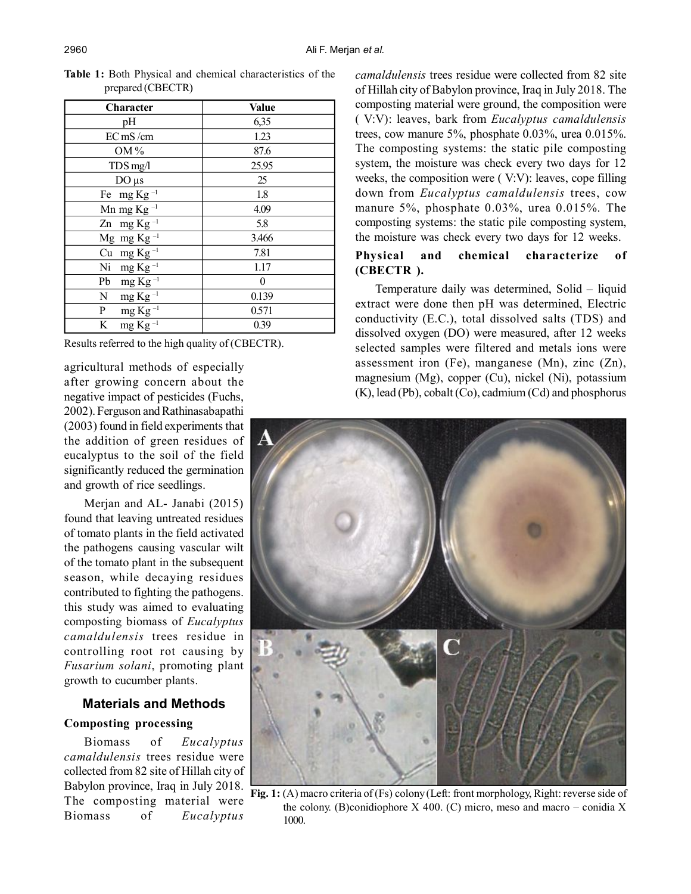**Table 1:** Both Physical and chemical characteristics of the prepared (CBECTR)

| Character | Value |
|---|---|
| pH | 6,35 |
| EC mS /cm | 1.23 |
| OM % | 87.6 |
| TDS mg/l | 25.95 |
| DO μs | 25 |
| Fe mg $Kg^{-1}$ | 1.8 |
| Mn mg $Kg^{-1}$ | 4.09 |
| Zn mg $Kg^{-1}$ | 5.8 |
| Mg mg $Kg^{-1}$ | 3.466 |
| Cu mg $Kg^{-1}$ | 7.81 |
| Ni mg $Kg^{-1}$ | 1.17 |
| Pb mg $Kg^{-1}$ | 0 |
| N mg $Kg^{-1}$ | 0.139 |
| P mg $Kg^{-1}$ | 0.571 |
| K mg $Kg^{-1}$ | 0.39 |

Results referred to the high quality of (CBECTR).

agricultural methods of especially after growing concern about the negative impact of pesticides (Fuchs, 2002). Ferguson and Rathinasabapathi (2003) found in field experiments that the addition of green residues of eucalyptus to the soil of the field significantly reduced the germination and growth of rice seedlings.

Merjan and AL- Janabi (2015) found that leaving untreated residues of tomato plants in the field activated the pathogens causing vascular wilt of the tomato plant in the subsequent season, while decaying residues contributed to fighting the pathogens. this study was aimed to evaluating composting biomass of *Eucalyptus camaldulensis* trees residue in controlling root rot causing by *Fusarium solani*, promoting plant growth to cucumber plants.

## Materials and Methods

### Composting processing

Biomass of *Eucalyptus camaldulensis* trees residue were collected from 82 site of Hillah city of Babylon province, Iraq in July 2018. The composting material were Biomass of *Eucalyptus camaldulensis* trees residue were collected from 82 site of Hillah city of Babylon province, Iraq in July 2018. The composting material were ground, the composition were ( V:V): leaves, bark from *Eucalyptus camaldulensis* trees, cow manure 5%, phosphate 0.03%, urea 0.015%. The composting systems: the static pile composting system, the moisture was check every two days for 12 weeks, the composition were ( V:V): leaves, cope filling down from *Eucalyptus camaldulensis* trees, cow manure 5%, phosphate 0.03%, urea 0.015%. The composting systems: the static pile composting system, the moisture was check every two days for 12 weeks.

### Physical and chemical characterize of (CBECTR ).

Temperature daily was determined, Solid – liquid extract were done then pH was determined, Electric conductivity (E.C.), total dissolved salts (TDS) and dissolved oxygen (DO) were measured, after 12 weeks selected samples were filtered and metals ions were assessment iron (Fe), manganese (Mn), zinc (Zn), magnesium (Mg), copper (Cu), nickel (Ni), potassium (K), lead (Pb), cobalt (Co), cadmium (Cd) and phosphorus

**Fig. 1:** (A) macro criteria of (Fs) colony (Left: front morphology, Right: reverse side of the colony. (B)conidiophore X 400. (C) micro, meso and macro – conidia X 1000.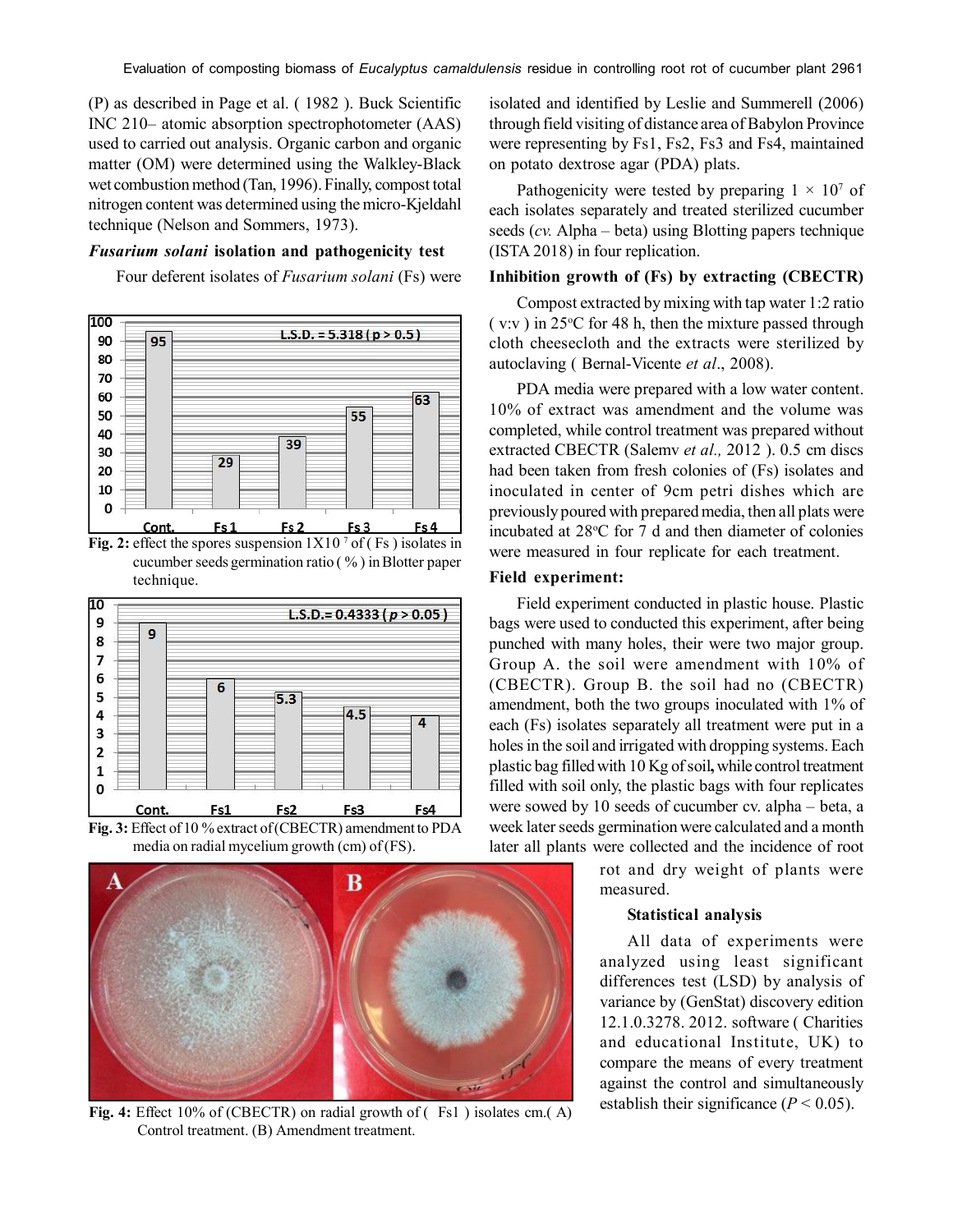(P) as described in Page et al. ( 1982 ). Buck Scientific INC 210– atomic absorption spectrophotometer (AAS) used to carried out analysis. Organic carbon and organic matter (OM) were determined using the Walkley-Black wet combustion method (Tan, 1996). Finally, compost total nitrogen content was determined using the micro-Kjeldahl technique (Nelson and Sommers, 1973).

### *Fusarium solani* isolation and pathogenicity test

Four deferent isolates of *Fusarium solani* (Fs) were isolated and identified by Leslie and Summerell (2006) through field visiting of distance area of Babylon Province were representing by Fs1, Fs2, Fs3 and Fs4, maintained on potato dextrose agar (PDA) plats.

Pathogenicity were tested by preparing $1 \times 10^7$ of each isolates separately and treated sterilized cucumber seeds (*cv.* Alpha – beta) using Blotting papers technique (ISTA 2018) in four replication.

**Fig. 2:** effect the spores suspension $1X10^7$ of ( Fs ) isolates in cucumber seeds germination ratio ( % ) in Blotter paper technique.

**Fig. 3:** Effect of 10 % extract of (CBECTR) amendment to PDA media on radial mycelium growth (cm) of (FS).

**Fig. 4:** Effect 10% of (CBECTR) on radial growth of ( Fs1 ) isolates cm.( A) Control treatment. (B) Amendment treatment.

### Inhibition growth of (Fs) by extracting (CBECTR)

Compost extracted by mixing with tap water 1:2 ratio ( v:v ) in 25°C for 48 h, then the mixture passed through cloth cheesecloth and the extracts were sterilized by autoclaving ( Bernal-Vicente *et al*., 2008).

PDA media were prepared with a low water content. 10% of extract was amendment and the volume was completed, while control treatment was prepared without extracted CBECTR (Salemv *et al.,* 2012 ). 0.5 cm discs had been taken from fresh colonies of (Fs) isolates and inoculated in center of 9cm petri dishes which are previously poured with prepared media, then all plats were incubated at 28°C for 7 d and then diameter of colonies were measured in four replicate for each treatment.

### Field experiment:

Field experiment conducted in plastic house. Plastic bags were used to conducted this experiment, after being punched with many holes, their were two major group. Group A. the soil were amendment with 10% of (CBECTR). Group B. the soil had no (CBECTR) amendment, both the two groups inoculated with 1% of each (Fs) isolates separately all treatment were put in a holes in the soil and irrigated with dropping systems. Each plastic bag filled with 10 Kg of soil**,** while control treatment filled with soil only, the plastic bags with four replicates were sowed by 10 seeds of cucumber cv. alpha – beta, a week later seeds germination were calculated and a month later all plants were collected and the incidence of root rot and dry weight of plants were measured.

### Statistical analysis

All data of experiments were analyzed using least significant differences test (LSD) by analysis of variance by (GenStat) discovery edition 12.1.0.3278. 2012. software ( Charities and educational Institute, UK) to compare the means of every treatment against the control and simultaneously establish their significance ($P < 0.05$).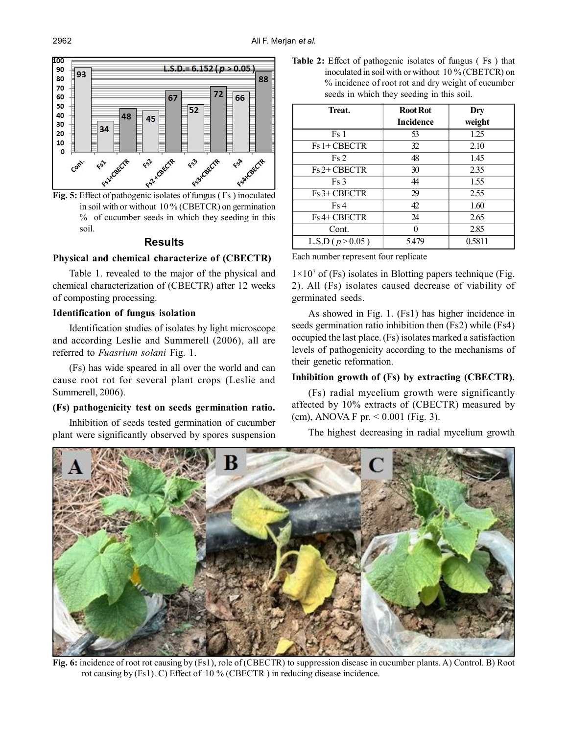Fig. 5: Effect of pathogenic isolates of fungus ( Fs ) inoculated in soil with or without 10 % (CBETCR) on germination % of cucumber seeds in which they seeding in this soil.

## Results

### Physical and chemical characterize of (CBECTR)

Table 1. revealed to the major of the physical and chemical characterization of (CBECTR) after 12 weeks of composting processing.

### Identification of fungus isolation

Identification studies of isolates by light microscope and according Leslie and Summerell (2006), all are referred to *Fuasrium solani* Fig. 1.

(Fs) has wide speared in all over the world and can cause root rot for several plant crops (Leslie and Summerell, 2006).

### (Fs) pathogenicity test on seeds germination ratio.

Inhibition of seeds tested germination of cucumber plant were significantly observed by spores suspension $1\times10^7$ of (Fs) isolates in Blotting papers technique (Fig. 2). All (Fs) isolates caused decrease of viability of germinated seeds.

As showed in Fig. 1. (Fs1) has higher incidence in seeds germination ratio inhibition then (Fs2) while (Fs4) occupied the last place. (Fs) isolates marked a satisfaction levels of pathogenicity according to the mechanisms of their genetic reformation.

### Inhibition growth of (Fs) by extracting (CBECTR).

(Fs) radial mycelium growth were significantly affected by 10% extracts of (CBECTR) measured by (cm), ANOVA F pr. < 0.001 (Fig. 3).

The highest decreasing in radial mycelium growth

**Table 2:** Effect of pathogenic isolates of fungus ( Fs ) that inoculated in soil with or without 10 % (CBETCR) on % incidence of root rot and dry weight of cucumber seeds in which they seeding in this soil.

| Treat. | Root Rot Incidence | Dry weight |
|---|---|---|
| Fs 1 | 53 | 1.25 |
| Fs 1+ CBECTR | 32 | 2.10 |
| Fs 2 | 48 | 1.45 |
| Fs 2+ CBECTR | 30 | 2.35 |
| Fs 3 | 44 | 1.55 |
| Fs 3+ CBECTR | 29 | 2.55 |
| Fs 4 | 42 | 1.60 |
| Fs 4+ CBECTR | 24 | 2.65 |
| Cont. | 0 | 2.85 |
| L.S.D ( $p > 0.05$ ) | 5.479 | 0.5811 |

Each number represent four replicate

Fig. 6: incidence of root rot causing by (Fs1), role of (CBECTR) to suppression disease in cucumber plants. A) Control. B) Root rot causing by (Fs1). C) Effect of 10 % (CBECTR ) in reducing disease incidence.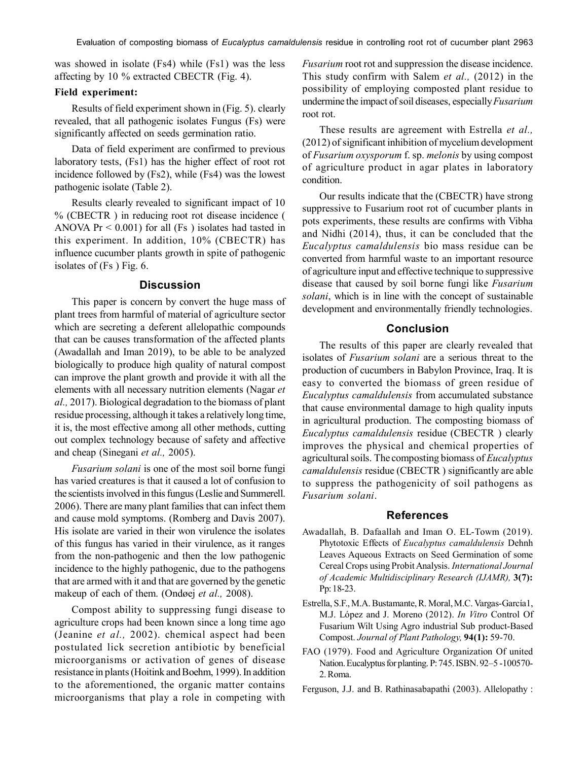was showed in isolate (Fs4) while (Fs1) was the less affecting by 10 % extracted CBECTR (Fig. 4).

**Field experiment:**

Results of field experiment shown in (Fig. 5). clearly revealed, that all pathogenic isolates Fungus (Fs) were significantly affected on seeds germination ratio.

Data of field experiment are confirmed to previous laboratory tests, (Fs1) has the higher effect of root rot incidence followed by (Fs2), while (Fs4) was the lowest pathogenic isolate (Table 2).

Results clearly revealed to significant impact of 10 % (CBECTR ) in reducing root rot disease incidence ( ANOVA Pr $< 0.001$) for all (Fs ) isolates had tasted in this experiment. In addition, 10% (CBECTR) has influence cucumber plants growth in spite of pathogenic isolates of (Fs ) Fig. 6.

## Discussion

This paper is concern by convert the huge mass of plant trees from harmful of material of agriculture sector which are secreting a deferent allelopathic compounds that can be causes transformation of the affected plants (Awadallah and Iman 2019), to be able to be analyzed biologically to produce high quality of natural compost can improve the plant growth and provide it with all the elements with all necessary nutrition elements (Nagar *et al.,* 2017). Biological degradation to the biomass of plant residue processing, although it takes a relatively long time, it is, the most effective among all other methods, cutting out complex technology because of safety and affective and cheap (Sinegani *et al.,* 2005).

*Fusarium solani* is one of the most soil borne fungi has varied creatures is that it caused a lot of confusion to the scientists involved in this fungus (Leslie and Summerell. 2006). There are many plant families that can infect them and cause mold symptoms. (Romberg and Davis 2007). His isolate are varied in their won virulence the isolates of this fungus has varied in their virulence, as it ranges from the non-pathogenic and then the low pathogenic incidence to the highly pathogenic, due to the pathogens that are armed with it and that are governed by the genetic makeup of each of them. (Ondøej *et al.,* 2008).

Compost ability to suppressing fungi disease to agriculture crops had been known since a long time ago (Jeanine *et al.,* 2002). chemical aspect had been postulated lick secretion antibiotic by beneficial microorganisms or activation of genes of disease resistance in plants (Hoitink and Boehm, 1999). In addition to the aforementioned, the organic matter contains microorganisms that play a role in competing with *Fusarium* root rot and suppression the disease incidence. This study confirm with Salem *et al.,* (2012) in the possibility of employing composted plant residue to undermine the impact of soil diseases, especially *Fusarium* root rot.

These results are agreement with Estrella *et al.,* (2012) of significant inhibition of mycelium development of *Fusarium oxysporum* f. sp. *melonis* by using compost of agriculture product in agar plates in laboratory condition.

Our results indicate that the (CBECTR) have strong suppressive to Fusarium root rot of cucumber plants in pots experiments, these results are confirms with Vibha and Nidhi (2014), thus, it can be concluded that the *Eucalyptus camaldulensis* bio mass residue can be converted from harmful waste to an important resource of agriculture input and effective technique to suppressive disease that caused by soil borne fungi like *Fusarium solani*, which is in line with the concept of sustainable development and environmentally friendly technologies.

## Conclusion

The results of this paper are clearly revealed that isolates of *Fusarium solani* are a serious threat to the production of cucumbers in Babylon Province, Iraq. It is easy to converted the biomass of green residue of *Eucalyptus camaldulensis* from accumulated substance that cause environmental damage to high quality inputs in agricultural production. The composting biomass of *Eucalyptus camaldulensis* residue (CBECTR ) clearly improves the physical and chemical properties of agricultural soils. The composting biomass of *Eucalyptus camaldulensis* residue (CBECTR ) significantly are able to suppress the pathogenicity of soil pathogens as *Fusarium solani*.

## References

Awadallah, B. Dafaallah and Iman O. EL-Towm (2019). Phytotoxic Effects of *Eucalyptus camaldulensis* Dehnh Leaves Aqueous Extracts on Seed Germination of some Cereal Crops using Probit Analysis. *International Journal of Academic Multidisciplinary Research (IJAMR),* **3(7):** Pp: 18-23.

Estrella, S.F., M.A. Bustamante, R. Moral, M.C. Vargas-García1, M.J. López and J. Moreno (2012). *In Vitro* Control Of Fusarium Wilt Using Agro industrial Sub product-Based Compost. *Journal of Plant Pathology,* **94(1):** 59-70.

FAO (1979). Food and Agriculture Organization Of united Nation. Eucalyptus for planting. P: 745. ISBN. 92–5 -100570-2. Roma.

Ferguson, J.J. and B. Rathinasabapathi (2003). Allelopathy :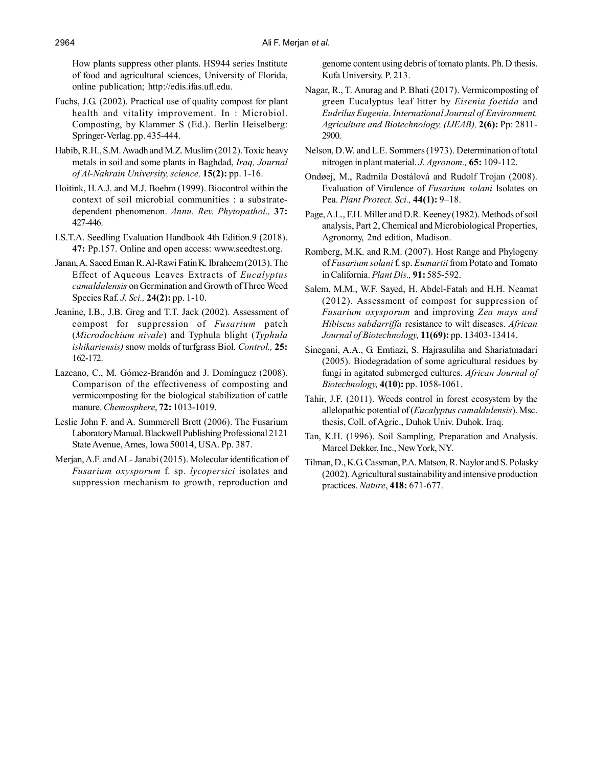How plants suppress other plants. HS944 series Institute of food and agricultural sciences, University of Florida, online publication; http://edis.ifas.ufl.edu.

Fuchs, J.G. (2002). Practical use of quality compost for plant health and vitality improvement. In : Microbiol. Composting, by Klammer S (Ed.). Berlin Heiselberg: Springer-Verlag. pp. 435-444.

Habib, R.H., S.M. Awadh and M.Z. Muslim (2012). Toxic heavy metals in soil and some plants in Baghdad, *Iraq, Journal of Al-Nahrain University, science,* **15(2):** pp. 1-16.

Hoitink, H.A.J. and M.J. Boehm (1999). Biocontrol within the context of soil microbial communities : a substrate-dependent phenomenon. *Annu. Rev. Phytopathol.,* **37:** 427-446.

I.S.T.A. Seedling Evaluation Handbook 4th Edition.9 (2018). **47:** Pp.157. Online and open access: www.seedtest.org.

Janan, A. Saeed Eman R. Al-Rawi Fatin K. Ibraheem (2013). The Effect of Aqueous Leaves Extracts of *Eucalyptus camaldulensis* on Germination and Growth of Three Weed Species Raf. *J. Sci.,* **24(2):** pp. 1-10.

Jeanine, I.B., J.B. Greg and T.T. Jack (2002). Assessment of compost for suppression of *Fusarium* patch (*Microdochium nivale*) and Typhula blight (*Typhula ishikariensis)* snow molds of turfgrass Biol. *Control.,* **25:** 162-172.

Lazcano, C., M. Gómez-Brandón and J. Domínguez (2008). Comparison of the effectiveness of composting and vermicomposting for the biological stabilization of cattle manure. *Chemosphere*, **72:** 1013-1019.

Leslie John F. and A. Summerell Brett (2006). The Fusarium Laboratory Manual. Blackwell Publishing Professional 2121 State Avenue, Ames, Iowa 50014, USA. Pp. 387.

Merjan, A.F. and AL- Janabi (2015). Molecular identification of *Fusarium oxysporum* f. sp. *lycopersici* isolates and suppression mechanism to growth, reproduction and genome content using debris of tomato plants. Ph. D thesis. Kufa University. P. 213.

Nagar, R., T. Anurag and P. Bhati (2017). Vermicomposting of green Eucalyptus leaf litter by *Eisenia foetida* and *Eudrilus Eugenia*. *International Journal of Environment, Agriculture and Biotechnology, (IJEAB),* **2(6):** Pp: 2811-2900.

Nelson, D.W. and L.E. Sommers (1973). Determination of total nitrogen in plant material. *J. Agronom.,* **65:** 109-112.

Ondøej, M., Radmila Dostálová and Rudolf Trojan (2008). Evaluation of Virulence of *Fusarium solani* Isolates on Pea. *Plant Protect. Sci.,* **44(1):** 9–18.

Page, A.L., F.H. Miller and D.R. Keeney (1982). Methods of soil analysis, Part 2, Chemical and Microbiological Properties, Agronomy, 2nd edition, Madison.

Romberg, M.K. and R.M. (2007). Host Range and Phylogeny of *Fusarium solani* f. sp. *Eumartii* from Potato and Tomato in California. *Plant Dis.,* **91:** 585-592.

Salem, M.M., W.F. Sayed, H. Abdel-Fatah and H.H. Neamat (2012). Assessment of compost for suppression of *Fusarium oxysporum* and improving *Zea mays and Hibiscus sabdarriffa* resistance to wilt diseases. *African Journal of Biotechnology,* **11(69):** pp. 13403-13414.

Sinegani, A.A., G. Emtiazi, S. Hajrasuliha and Shariatmadari (2005). Biodegradation of some agricultural residues by fungi in agitated submerged cultures. *African Journal of Biotechnology,* **4(10):** pp. 1058-1061.

Tahir, J.F. (2011). Weeds control in forest ecosystem by the allelopathic potential of (*Eucalyptus camaldulensis*). Msc. thesis, Coll. of Agric., Duhok Univ. Duhok. Iraq.

Tan, K.H. (1996). Soil Sampling, Preparation and Analysis. Marcel Dekker, Inc., New York, NY.

Tilman, D., K.G. Cassman, P.A. Matson, R. Naylor and S. Polasky (2002). Agricultural sustainability and intensive production practices. *Nature*, **418:** 671-677.